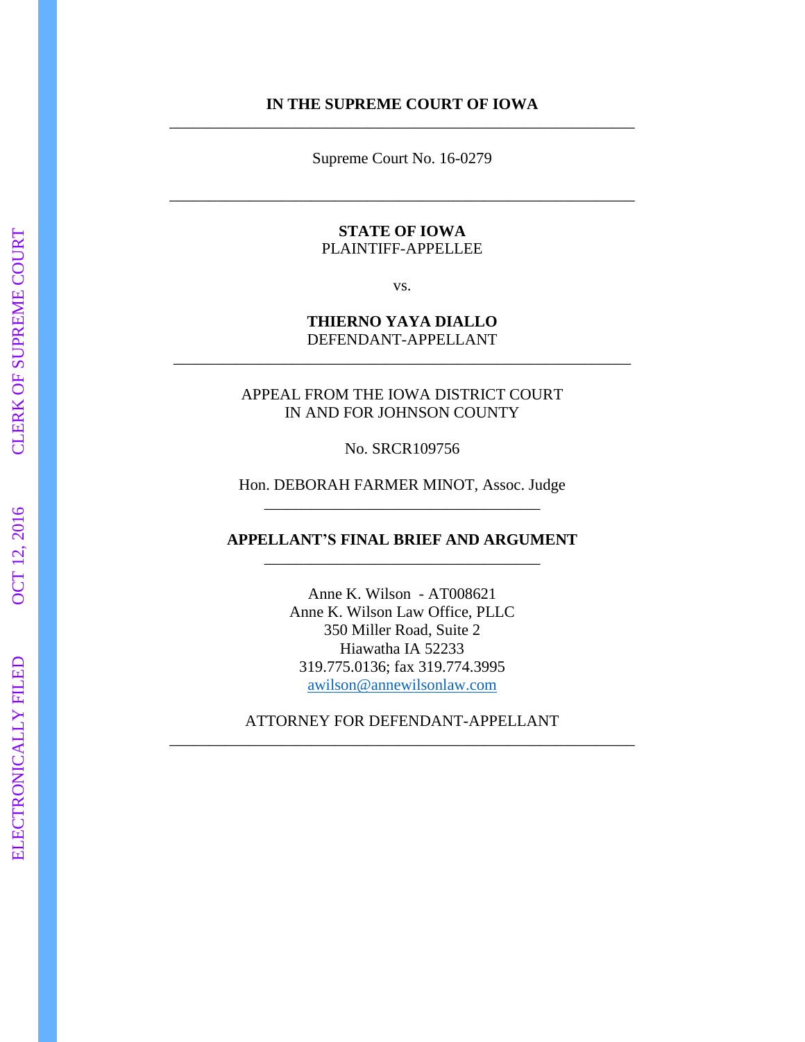**IN THE SUPREME COURT OF IOWA**

---

Supreme Court No. 16-0279

---

**STATE OF IOWA**
PLAINTIFF-APPELLEE

vs.

**THIERNO YAYA DIALLO**
DEFENDANT-APPELLANT

---

APPEAL FROM THE IOWA DISTRICT COURT
IN AND FOR JOHNSON COUNTY

No. SRCR109756

Hon. DEBORAH FARMER MINOT, Assoc. Judge

---

**APPELLANT'S FINAL BRIEF AND ARGUMENT**

---

Anne K. Wilson - AT008621
Anne K. Wilson Law Office, PLLC
350 Miller Road, Suite 2
Hiawatha IA 52233
319.775.0136; fax 319.774.3995
awilson@annewilsonlaw.com

ATTORNEY FOR DEFENDANT-APPELLANT

---

ELECTRONICALLY FILED OCT 12, 2016 CLERK OF SUPREME COURT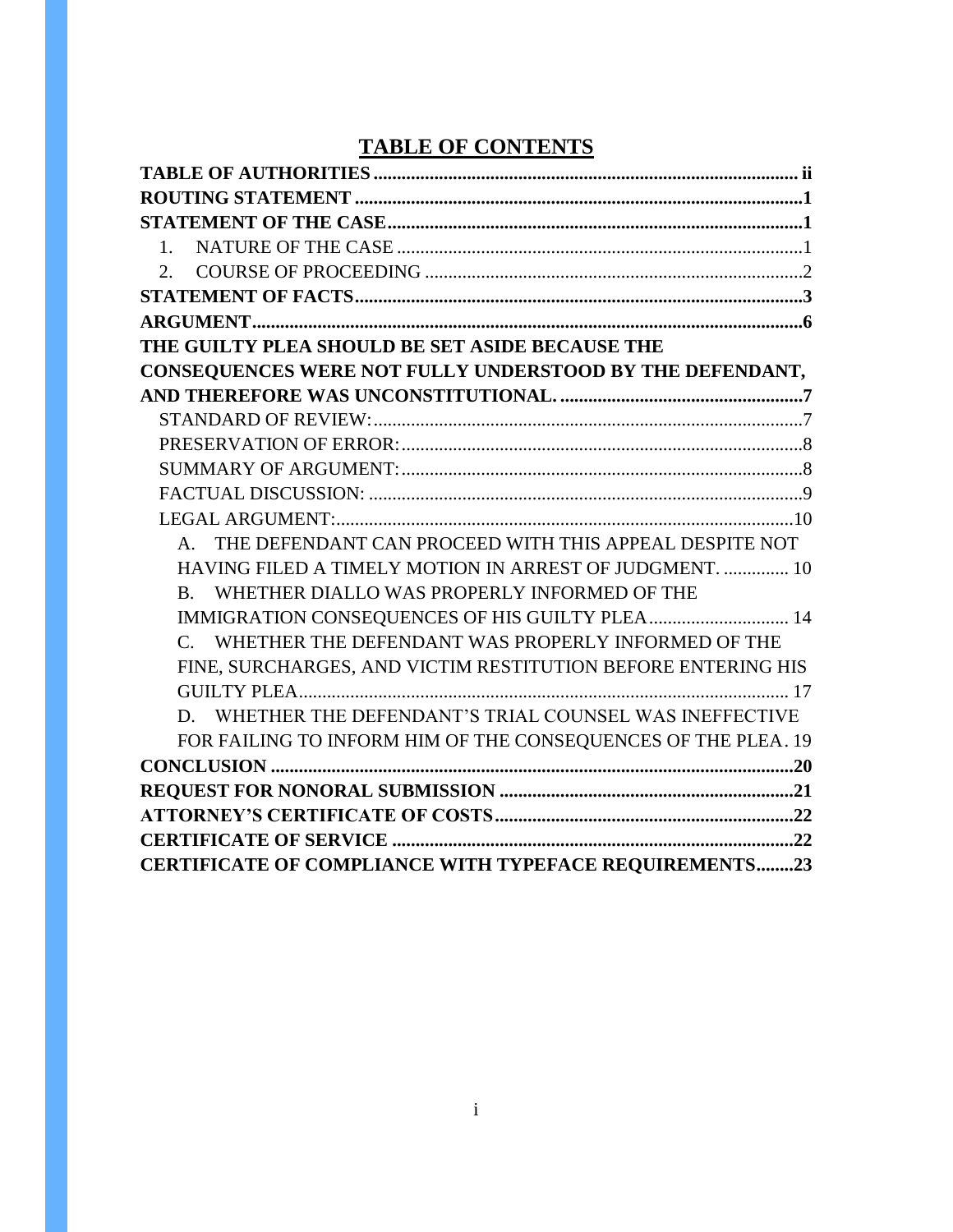# TABLE OF CONTENTS

**TABLE OF AUTHORITIES** ........................................................................................ ii

**ROUTING STATEMENT** ..............................................................................................1

**STATEMENT OF THE CASE**........................................................................................1

1. NATURE OF THE CASE .......................................................................................1
2. COURSE OF PROCEEDING ..................................................................................2

**STATEMENT OF FACTS**..............................................................................................3

**ARGUMENT**...................................................................................................................6

**THE GUILTY PLEA SHOULD BE SET ASIDE BECAUSE THE CONSEQUENCES WERE NOT FULLY UNDERSTOOD BY THE DEFENDANT, AND THEREFORE WAS UNCONSTITUTIONAL.** ....................................................7

STANDARD OF REVIEW:............................................................................................7

PRESERVATION OF ERROR:......................................................................................8

SUMMARY OF ARGUMENT:.......................................................................................8

FACTUAL DISCUSSION: ..............................................................................................9

LEGAL ARGUMENT:...................................................................................................10

A. THE DEFENDANT CAN PROCEED WITH THIS APPEAL DESPITE NOT HAVING FILED A TIMELY MOTION IN ARREST OF JUDGMENT. .............. 10

B. WHETHER DIALLO WAS PROPERLY INFORMED OF THE IMMIGRATION CONSEQUENCES OF HIS GUILTY PLEA............................. 14

C. WHETHER THE DEFENDANT WAS PROPERLY INFORMED OF THE FINE, SURCHARGES, AND VICTIM RESTITUTION BEFORE ENTERING HIS GUILTY PLEA......................................................................................................... 17

D. WHETHER THE DEFENDANT'S TRIAL COUNSEL WAS INEFFECTIVE FOR FAILING TO INFORM HIM OF THE CONSEQUENCES OF THE PLEA. 19

**CONCLUSION** ..............................................................................................................20

**REQUEST FOR NONORAL SUBMISSION** ..............................................................21

**ATTORNEY'S CERTIFICATE OF COSTS**................................................................22

**CERTIFICATE OF SERVICE** .....................................................................................22

**CERTIFICATE OF COMPLIANCE WITH TYPEFACE REQUIREMENTS**........23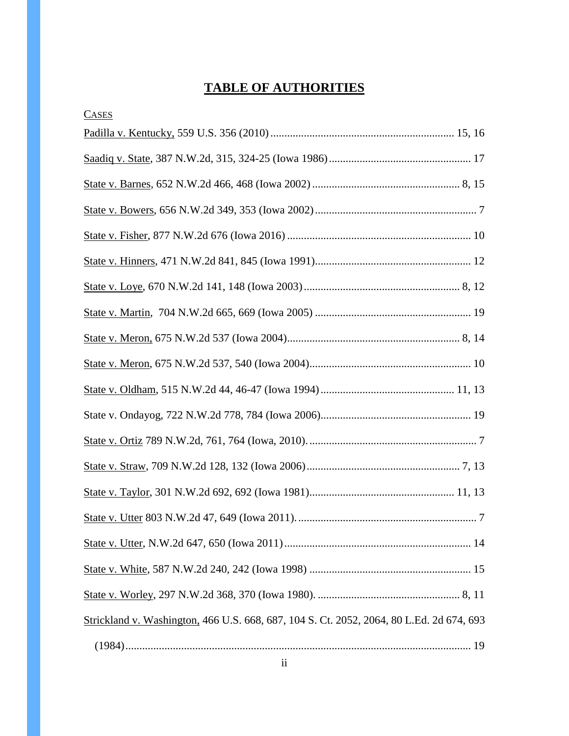# TABLE OF AUTHORITIES

CASES

Padilla v. Kentucky, 559 U.S. 356 (2010) ..................................................................... 15, 16

Saadiq v. State, 387 N.W.2d, 315, 324-25 (Iowa 1986) .................................................. 17

State v. Barnes, 652 N.W.2d 466, 468 (Iowa 2002) ..................................................... 8, 15

State v. Bowers, 656 N.W.2d 349, 353 (Iowa 2002) .......................................................... 7

State v. Fisher, 877 N.W.2d 676 (Iowa 2016) .................................................................. 10

State v. Hinners, 471 N.W.2d 841, 845 (Iowa 1991) ........................................................ 12

State v. Loye, 670 N.W.2d 141, 148 (Iowa 2003) ........................................................ 8, 12

State v. Martin, 704 N.W.2d 665, 669 (Iowa 2005) ........................................................ 19

State v. Meron, 675 N.W.2d 537 (Iowa 2004) .............................................................. 8, 14

State v. Meron, 675 N.W.2d 537, 540 (Iowa 2004) .......................................................... 10

State v. Oldham, 515 N.W.2d 44, 46-47 (Iowa 1994) ................................................ 11, 13

State v. Ondayog, 722 N.W.2d 778, 784 (Iowa 2006) ...................................................... 19

State v. Ortiz 789 N.W.2d, 761, 764 (Iowa, 2010). ............................................................ 7

State v. Straw, 709 N.W.2d 128, 132 (Iowa 2006) ....................................................... 7, 13

State v. Taylor, 301 N.W.2d 692, 692 (Iowa 1981) .................................................... 11, 13

State v. Utter 803 N.W.2d 47, 649 (Iowa 2011). ................................................................ 7

State v. Utter, N.W.2d 647, 650 (Iowa 2011) ................................................................... 14

State v. White, 587 N.W.2d 240, 242 (Iowa 1998) .......................................................... 15

State v. Worley, 297 N.W.2d 368, 370 (Iowa 1980). .................................................... 8, 11

Strickland v. Washington, 466 U.S. 668, 687, 104 S. Ct. 2052, 2064, 80 L.Ed. 2d 674, 693 (1984) ........................................................................................................................... 19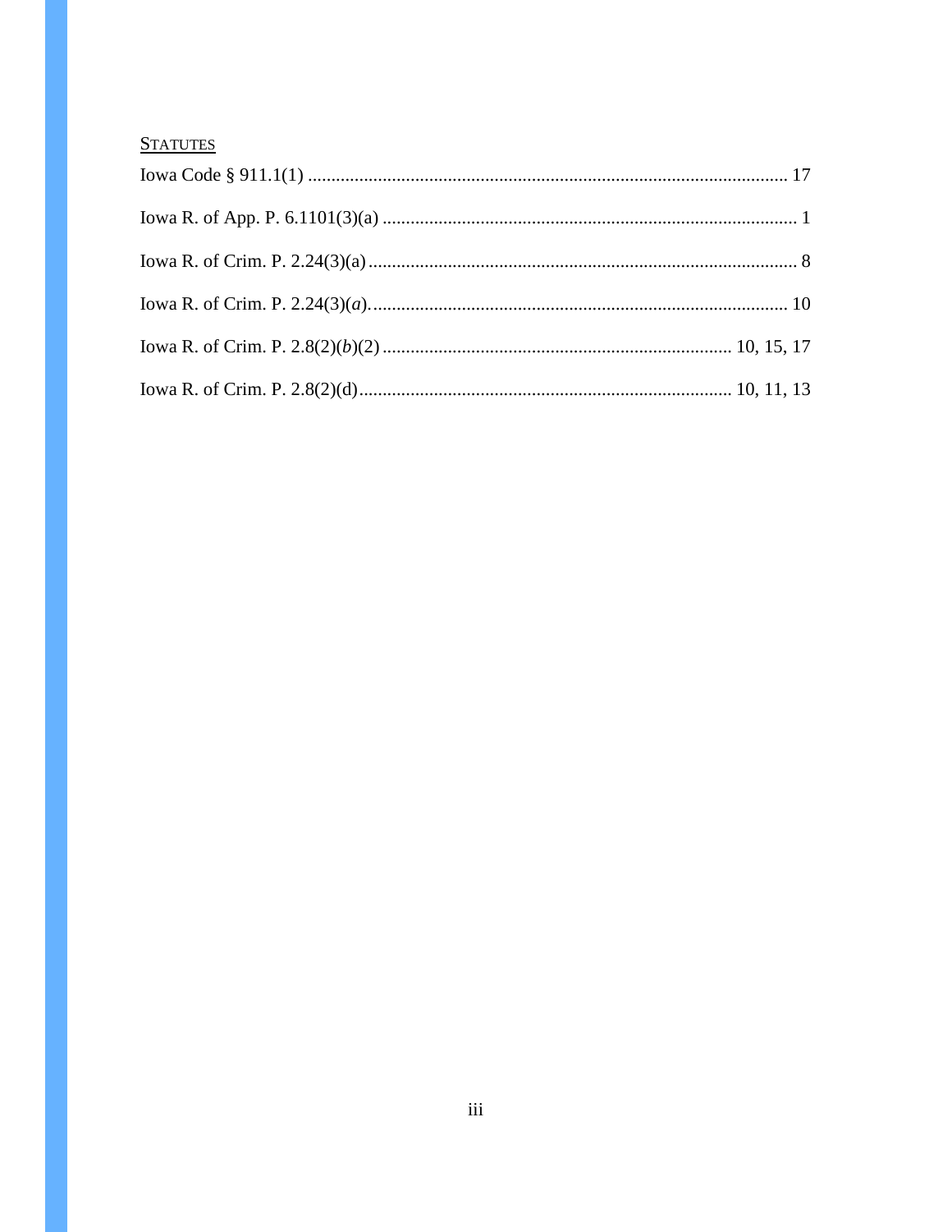STATUTES

Iowa Code § 911.1(1) ........................................................................................................ 17

Iowa R. of App. P. 6.1101(3)(a) ......................................................................................... 1

Iowa R. of Crim. P. 2.24(3)(a) ............................................................................................ 8

Iowa R. of Crim. P. 2.24(3)(*a*). ......................................................................................... 10

Iowa R. of Crim. P. 2.8(2)(*b*)(2) ........................................................................... 10, 15, 17

Iowa R. of Crim. P. 2.8(2)(d) ................................................................................ 10, 11, 13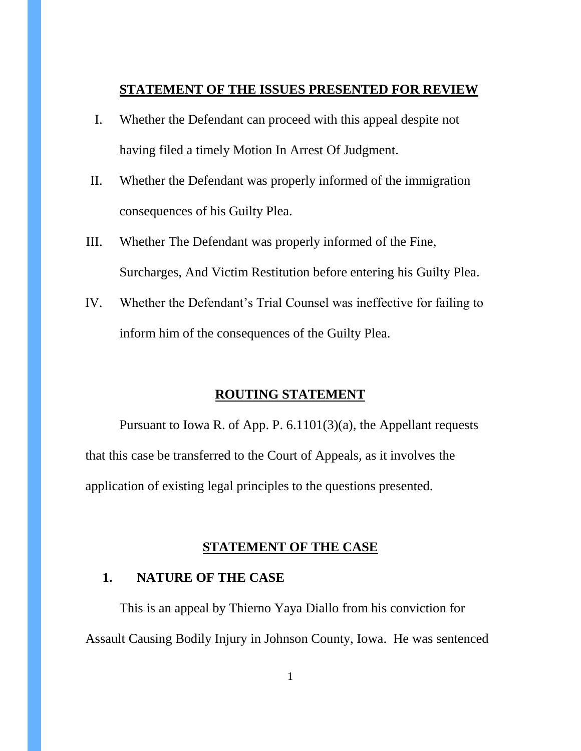## STATEMENT OF THE ISSUES PRESENTED FOR REVIEW

I. Whether the Defendant can proceed with this appeal despite not having filed a timely Motion In Arrest Of Judgment.

II. Whether the Defendant was properly informed of the immigration consequences of his Guilty Plea.

III. Whether The Defendant was properly informed of the Fine, Surcharges, And Victim Restitution before entering his Guilty Plea.

IV. Whether the Defendant's Trial Counsel was ineffective for failing to inform him of the consequences of the Guilty Plea.

## ROUTING STATEMENT

Pursuant to Iowa R. of App. P. 6.1101(3)(a), the Appellant requests that this case be transferred to the Court of Appeals, as it involves the application of existing legal principles to the questions presented.

## STATEMENT OF THE CASE

### 1. NATURE OF THE CASE

This is an appeal by Thierno Yaya Diallo from his conviction for Assault Causing Bodily Injury in Johnson County, Iowa. He was sentenced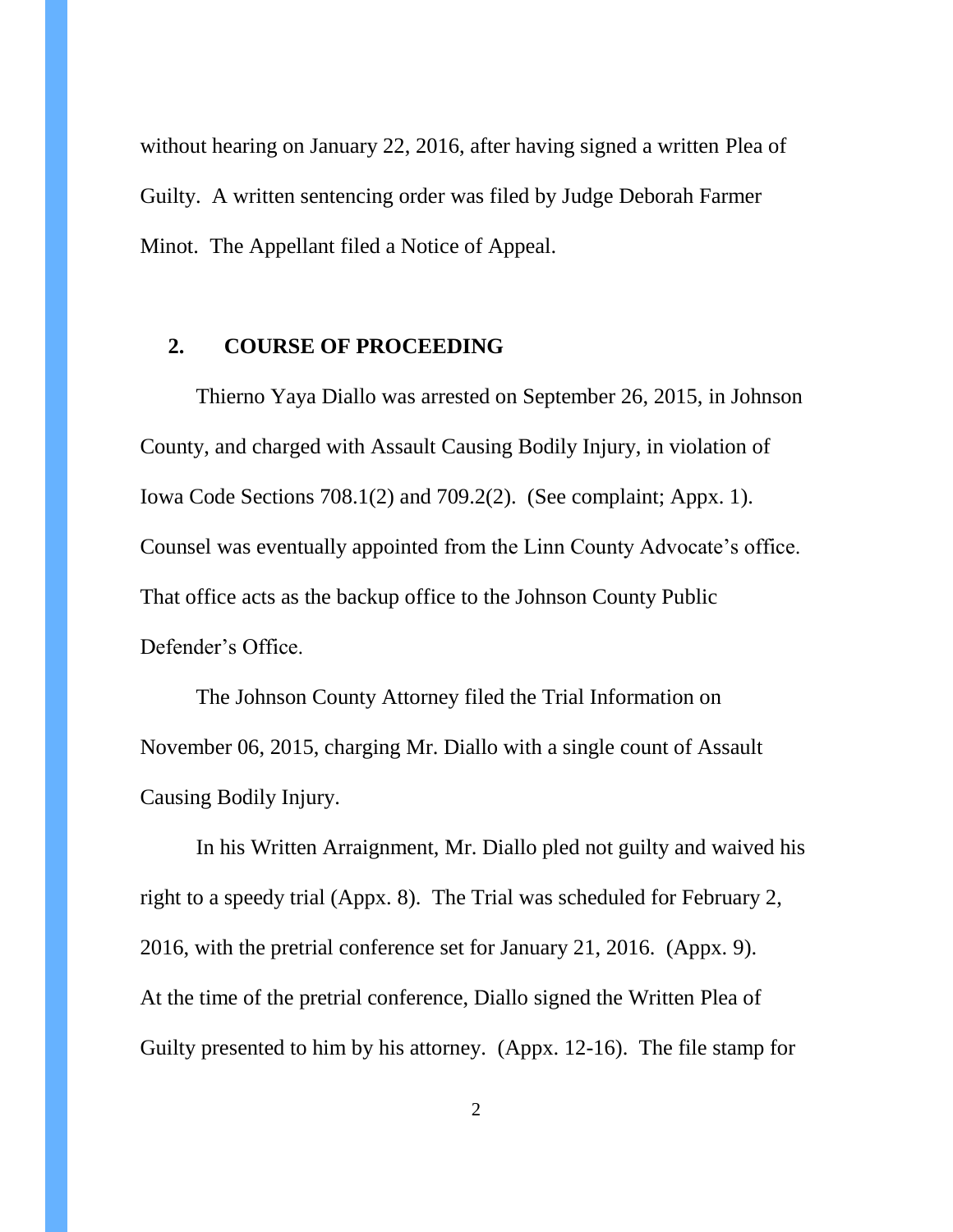without hearing on January 22, 2016, after having signed a written Plea of Guilty. A written sentencing order was filed by Judge Deborah Farmer Minot. The Appellant filed a Notice of Appeal.

## 2. COURSE OF PROCEEDING

Thierno Yaya Diallo was arrested on September 26, 2015, in Johnson County, and charged with Assault Causing Bodily Injury, in violation of Iowa Code Sections 708.1(2) and 709.2(2). (See complaint; Appx. 1). Counsel was eventually appointed from the Linn County Advocate's office. That office acts as the backup office to the Johnson County Public Defender's Office.

The Johnson County Attorney filed the Trial Information on November 06, 2015, charging Mr. Diallo with a single count of Assault Causing Bodily Injury.

In his Written Arraignment, Mr. Diallo pled not guilty and waived his right to a speedy trial (Appx. 8). The Trial was scheduled for February 2, 2016, with the pretrial conference set for January 21, 2016. (Appx. 9). At the time of the pretrial conference, Diallo signed the Written Plea of Guilty presented to him by his attorney. (Appx. 12-16). The file stamp for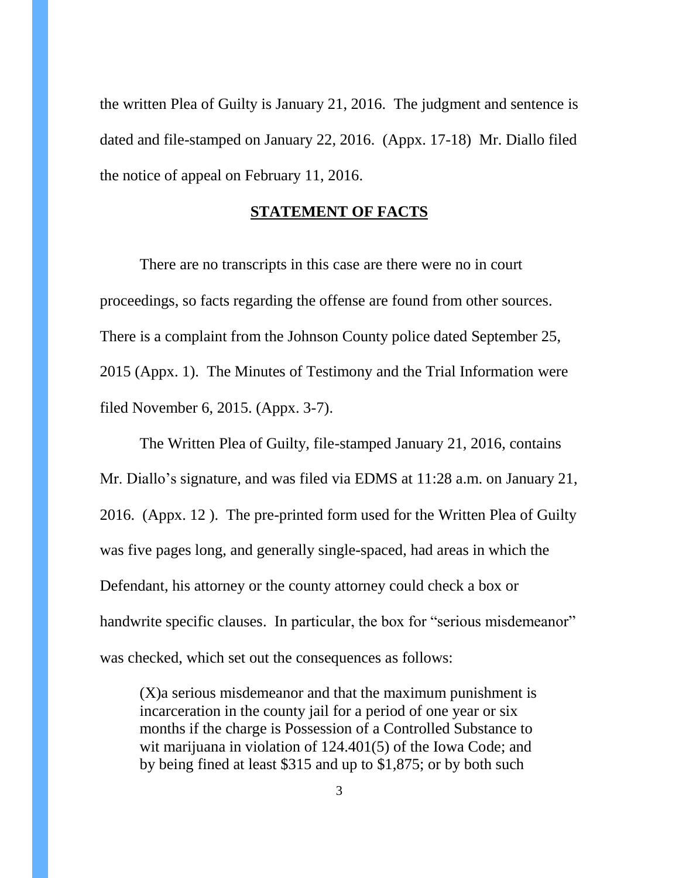the written Plea of Guilty is January 21, 2016. The judgment and sentence is dated and file-stamped on January 22, 2016. (Appx. 17-18) Mr. Diallo filed the notice of appeal on February 11, 2016.

## **STATEMENT OF FACTS**

There are no transcripts in this case are there were no in court proceedings, so facts regarding the offense are found from other sources. There is a complaint from the Johnson County police dated September 25, 2015 (Appx. 1). The Minutes of Testimony and the Trial Information were filed November 6, 2015. (Appx. 3-7).

The Written Plea of Guilty, file-stamped January 21, 2016, contains Mr. Diallo's signature, and was filed via EDMS at 11:28 a.m. on January 21, 2016. (Appx. 12 ). The pre-printed form used for the Written Plea of Guilty was five pages long, and generally single-spaced, had areas in which the Defendant, his attorney or the county attorney could check a box or handwrite specific clauses. In particular, the box for "serious misdemeanor" was checked, which set out the consequences as follows:

> (X)a serious misdemeanor and that the maximum punishment is incarceration in the county jail for a period of one year or six months if the charge is Possession of a Controlled Substance to wit marijuana in violation of 124.401(5) of the Iowa Code; and by being fined at least $315 and up to $1,875; or by both such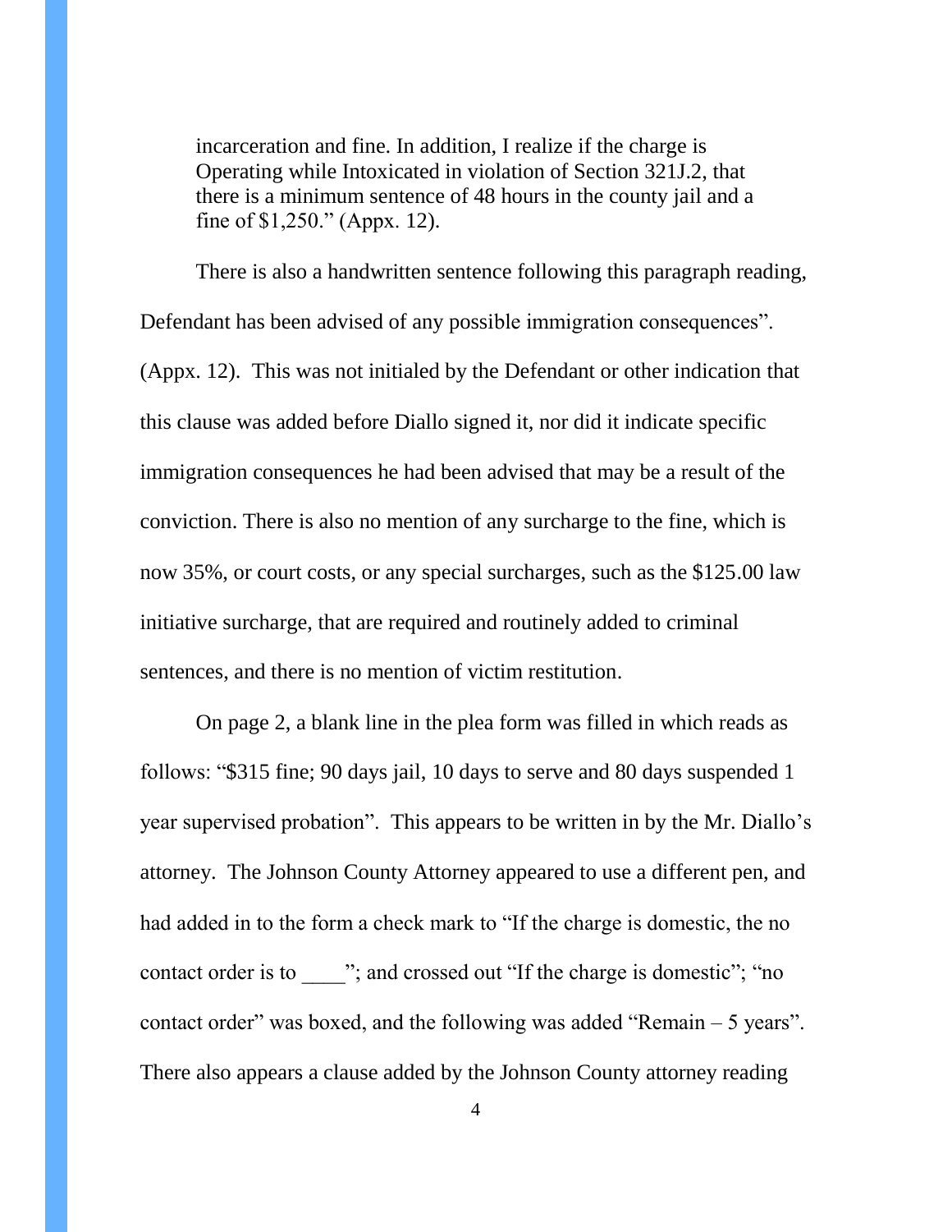> incarceration and fine. In addition, I realize if the charge is Operating while Intoxicated in violation of Section 321J.2, that there is a minimum sentence of 48 hours in the county jail and a fine of $1,250." (Appx. 12).

There is also a handwritten sentence following this paragraph reading, Defendant has been advised of any possible immigration consequences". (Appx. 12). This was not initialed by the Defendant or other indication that this clause was added before Diallo signed it, nor did it indicate specific immigration consequences he had been advised that may be a result of the conviction. There is also no mention of any surcharge to the fine, which is now 35%, or court costs, or any special surcharges, such as the $125.00 law initiative surcharge, that are required and routinely added to criminal sentences, and there is no mention of victim restitution.

On page 2, a blank line in the plea form was filled in which reads as follows: "$315 fine; 90 days jail, 10 days to serve and 80 days suspended 1 year supervised probation". This appears to be written in by the Mr. Diallo's attorney. The Johnson County Attorney appeared to use a different pen, and had added in to the form a check mark to "If the charge is domestic, the no contact order is to ____"; and crossed out "If the charge is domestic"; "no contact order" was boxed, and the following was added "Remain – 5 years". There also appears a clause added by the Johnson County attorney reading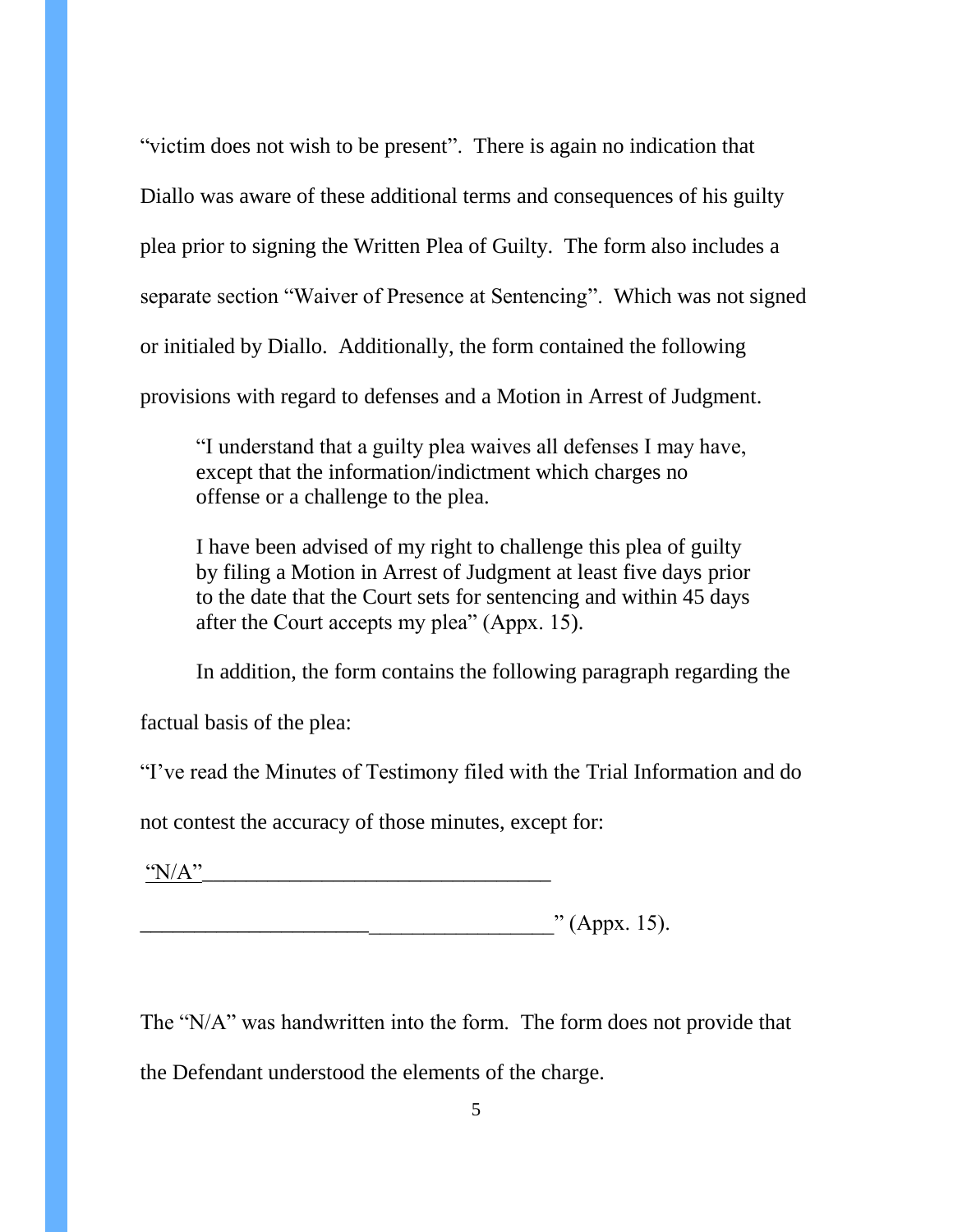"victim does not wish to be present". There is again no indication that Diallo was aware of these additional terms and consequences of his guilty plea prior to signing the Written Plea of Guilty. The form also includes a separate section "Waiver of Presence at Sentencing". Which was not signed or initialed by Diallo. Additionally, the form contained the following provisions with regard to defenses and a Motion in Arrest of Judgment.

> "I understand that a guilty plea waives all defenses I may have, except that the information/indictment which charges no offense or a challenge to the plea.
>
> I have been advised of my right to challenge this plea of guilty by filing a Motion in Arrest of Judgment at least five days prior to the date that the Court sets for sentencing and within 45 days after the Court accepts my plea" (Appx. 15).

In addition, the form contains the following paragraph regarding the factual basis of the plea:

"I've read the Minutes of Testimony filed with the Trial Information and do not contest the accuracy of those minutes, except for:

"N/A"________________________________

_____________________________________" (Appx. 15).

The "N/A" was handwritten into the form. The form does not provide that the Defendant understood the elements of the charge.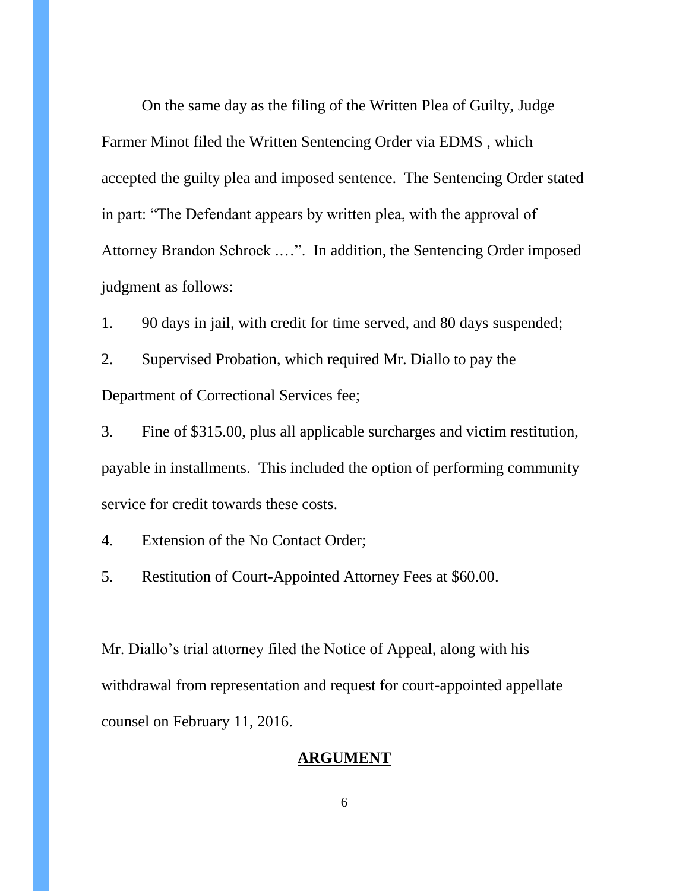On the same day as the filing of the Written Plea of Guilty, Judge Farmer Minot filed the Written Sentencing Order via EDMS , which accepted the guilty plea and imposed sentence. The Sentencing Order stated in part: "The Defendant appears by written plea, with the approval of Attorney Brandon Schrock .…". In addition, the Sentencing Order imposed judgment as follows:

1. 90 days in jail, with credit for time served, and 80 days suspended;

2. Supervised Probation, which required Mr. Diallo to pay the Department of Correctional Services fee;

3. Fine of $315.00, plus all applicable surcharges and victim restitution, payable in installments. This included the option of performing community service for credit towards these costs.

4. Extension of the No Contact Order;

5. Restitution of Court-Appointed Attorney Fees at $60.00.

Mr. Diallo's trial attorney filed the Notice of Appeal, along with his withdrawal from representation and request for court-appointed appellate counsel on February 11, 2016.

## ARGUMENT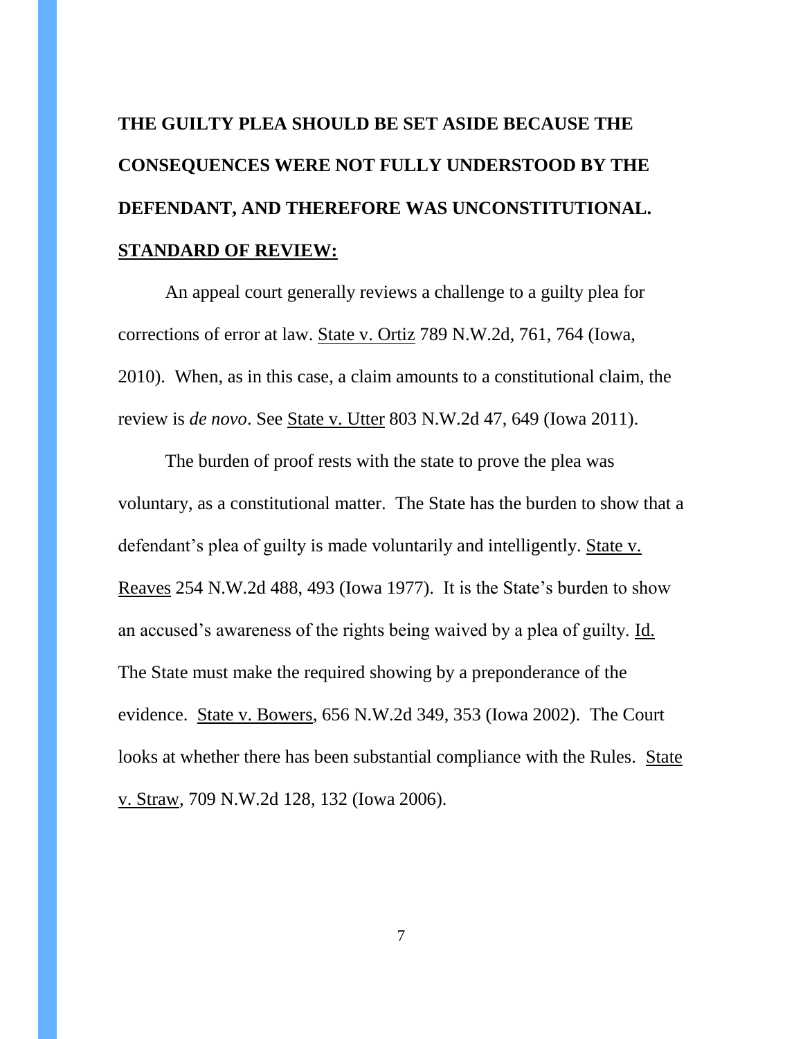**THE GUILTY PLEA SHOULD BE SET ASIDE BECAUSE THE CONSEQUENCES WERE NOT FULLY UNDERSTOOD BY THE DEFENDANT, AND THEREFORE WAS UNCONSTITUTIONAL.**

**STANDARD OF REVIEW:**

An appeal court generally reviews a challenge to a guilty plea for corrections of error at law. State v. Ortiz 789 N.W.2d, 761, 764 (Iowa, 2010). When, as in this case, a claim amounts to a constitutional claim, the review is *de novo*. See State v. Utter 803 N.W.2d 47, 649 (Iowa 2011).

The burden of proof rests with the state to prove the plea was voluntary, as a constitutional matter. The State has the burden to show that a defendant's plea of guilty is made voluntarily and intelligently. State v. Reaves 254 N.W.2d 488, 493 (Iowa 1977). It is the State's burden to show an accused's awareness of the rights being waived by a plea of guilty. Id. The State must make the required showing by a preponderance of the evidence. State v. Bowers, 656 N.W.2d 349, 353 (Iowa 2002). The Court looks at whether there has been substantial compliance with the Rules. State v. Straw, 709 N.W.2d 128, 132 (Iowa 2006).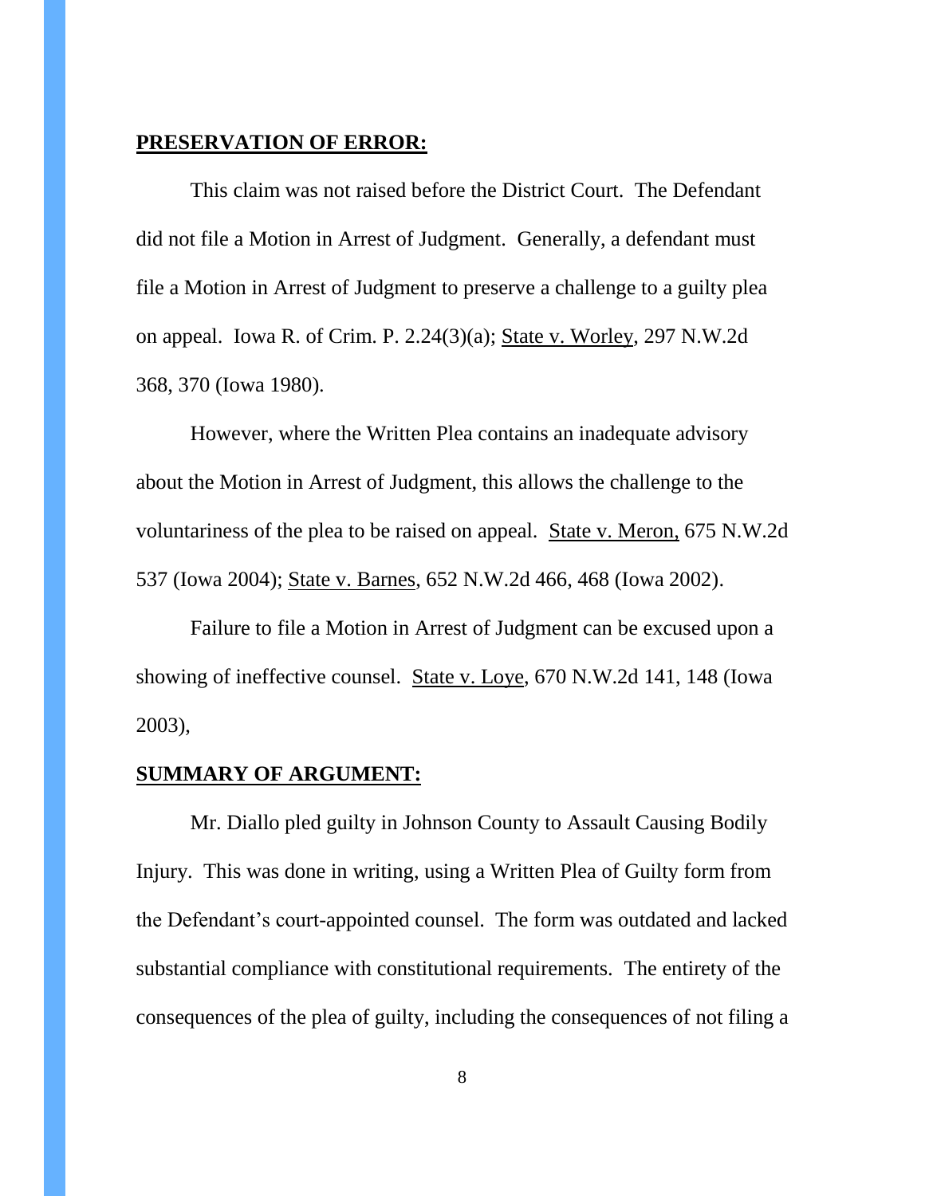**PRESERVATION OF ERROR:**

This claim was not raised before the District Court. The Defendant did not file a Motion in Arrest of Judgment. Generally, a defendant must file a Motion in Arrest of Judgment to preserve a challenge to a guilty plea on appeal. Iowa R. of Crim. P. 2.24(3)(a); State v. Worley, 297 N.W.2d 368, 370 (Iowa 1980).

However, where the Written Plea contains an inadequate advisory about the Motion in Arrest of Judgment, this allows the challenge to the voluntariness of the plea to be raised on appeal. State v. Meron, 675 N.W.2d 537 (Iowa 2004); State v. Barnes, 652 N.W.2d 466, 468 (Iowa 2002).

Failure to file a Motion in Arrest of Judgment can be excused upon a showing of ineffective counsel. State v. Loye, 670 N.W.2d 141, 148 (Iowa 2003),

**SUMMARY OF ARGUMENT:**

Mr. Diallo pled guilty in Johnson County to Assault Causing Bodily Injury. This was done in writing, using a Written Plea of Guilty form from the Defendant's court-appointed counsel. The form was outdated and lacked substantial compliance with constitutional requirements. The entirety of the consequences of the plea of guilty, including the consequences of not filing a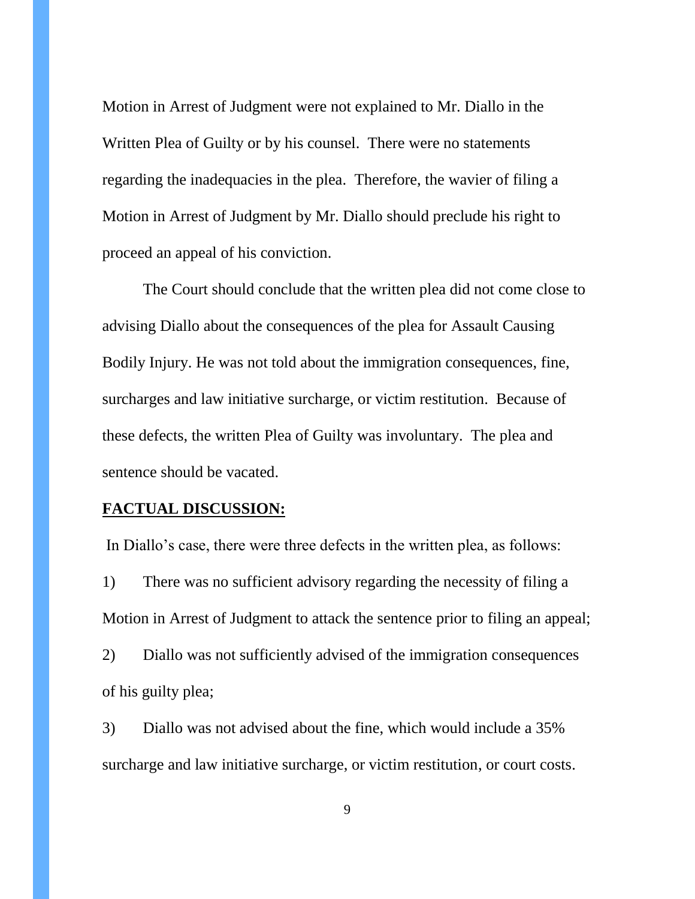Motion in Arrest of Judgment were not explained to Mr. Diallo in the Written Plea of Guilty or by his counsel. There were no statements regarding the inadequacies in the plea. Therefore, the wavier of filing a Motion in Arrest of Judgment by Mr. Diallo should preclude his right to proceed an appeal of his conviction.

The Court should conclude that the written plea did not come close to advising Diallo about the consequences of the plea for Assault Causing Bodily Injury. He was not told about the immigration consequences, fine, surcharges and law initiative surcharge, or victim restitution. Because of these defects, the written Plea of Guilty was involuntary. The plea and sentence should be vacated.

**<u>FACTUAL DISCUSSION:</u>**

In Diallo's case, there were three defects in the written plea, as follows:

1) There was no sufficient advisory regarding the necessity of filing a Motion in Arrest of Judgment to attack the sentence prior to filing an appeal;

2) Diallo was not sufficiently advised of the immigration consequences of his guilty plea;

3) Diallo was not advised about the fine, which would include a 35% surcharge and law initiative surcharge, or victim restitution, or court costs.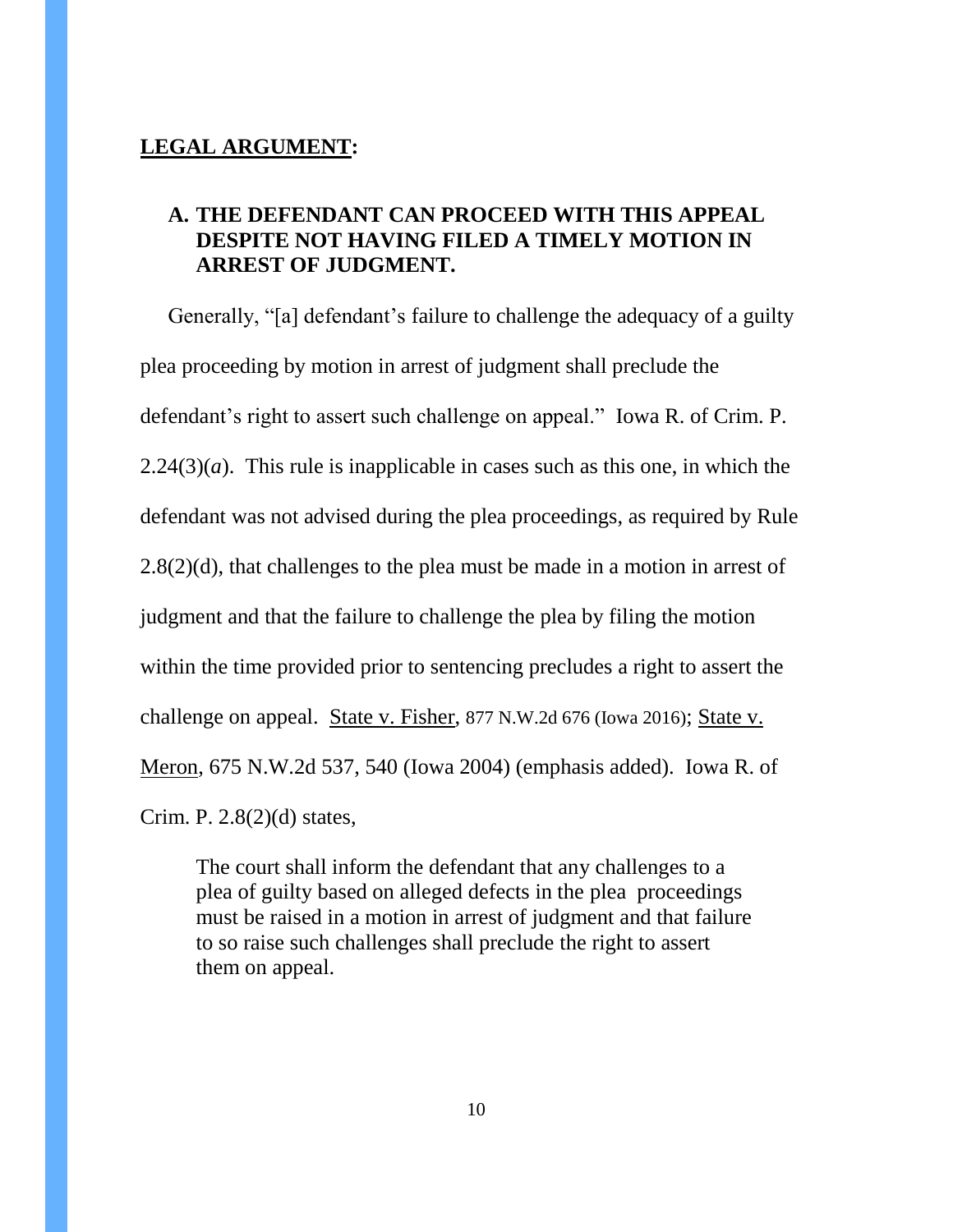**<u>LEGAL ARGUMENT</u>:**

**A. THE DEFENDANT CAN PROCEED WITH THIS APPEAL DESPITE NOT HAVING FILED A TIMELY MOTION IN ARREST OF JUDGMENT.**

Generally, "[a] defendant's failure to challenge the adequacy of a guilty plea proceeding by motion in arrest of judgment shall preclude the defendant's right to assert such challenge on appeal." Iowa R. of Crim. P. 2.24(3)(*a*). This rule is inapplicable in cases such as this one, in which the defendant was not advised during the plea proceedings, as required by Rule 2.8(2)(d), that challenges to the plea must be made in a motion in arrest of judgment and that the failure to challenge the plea by filing the motion within the time provided prior to sentencing precludes a right to assert the challenge on appeal. <u>State v. Fisher</u>, 877 N.W.2d 676 (Iowa 2016); <u>State v. Meron</u>, 675 N.W.2d 537, 540 (Iowa 2004) (emphasis added). Iowa R. of Crim. P. 2.8(2)(d) states,

> The court shall inform the defendant that any challenges to a plea of guilty based on alleged defects in the plea proceedings must be raised in a motion in arrest of judgment and that failure to so raise such challenges shall preclude the right to assert them on appeal.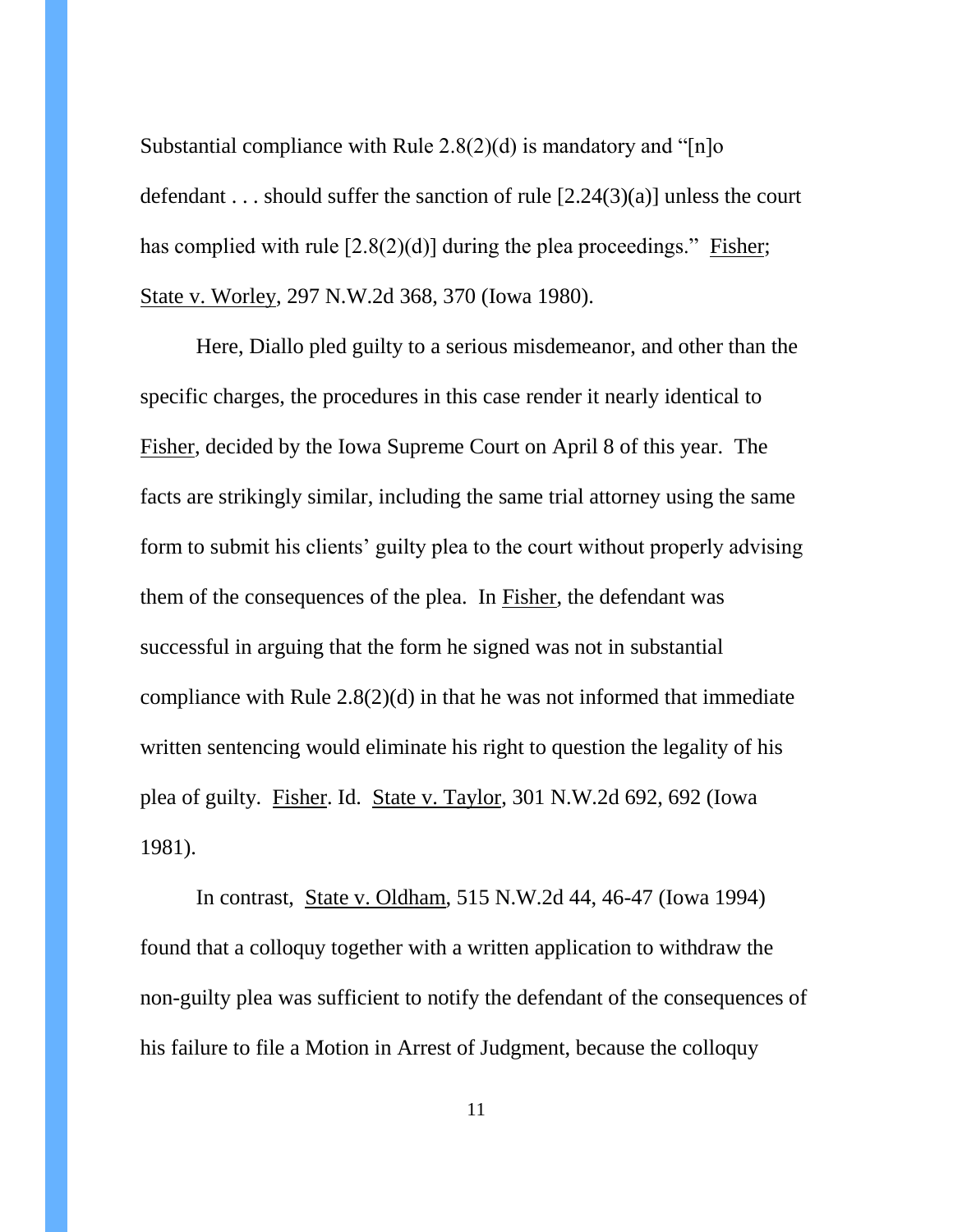Substantial compliance with Rule 2.8(2)(d) is mandatory and "[n]o defendant . . . should suffer the sanction of rule [2.24(3)(a)] unless the court has complied with rule [2.8(2)(d)] during the plea proceedings." Fisher; State v. Worley, 297 N.W.2d 368, 370 (Iowa 1980).

Here, Diallo pled guilty to a serious misdemeanor, and other than the specific charges, the procedures in this case render it nearly identical to Fisher, decided by the Iowa Supreme Court on April 8 of this year. The facts are strikingly similar, including the same trial attorney using the same form to submit his clients' guilty plea to the court without properly advising them of the consequences of the plea. In Fisher, the defendant was successful in arguing that the form he signed was not in substantial compliance with Rule 2.8(2)(d) in that he was not informed that immediate written sentencing would eliminate his right to question the legality of his plea of guilty. Fisher. Id. State v. Taylor, 301 N.W.2d 692, 692 (Iowa 1981).

In contrast, State v. Oldham, 515 N.W.2d 44, 46-47 (Iowa 1994) found that a colloquy together with a written application to withdraw the non-guilty plea was sufficient to notify the defendant of the consequences of his failure to file a Motion in Arrest of Judgment, because the colloquy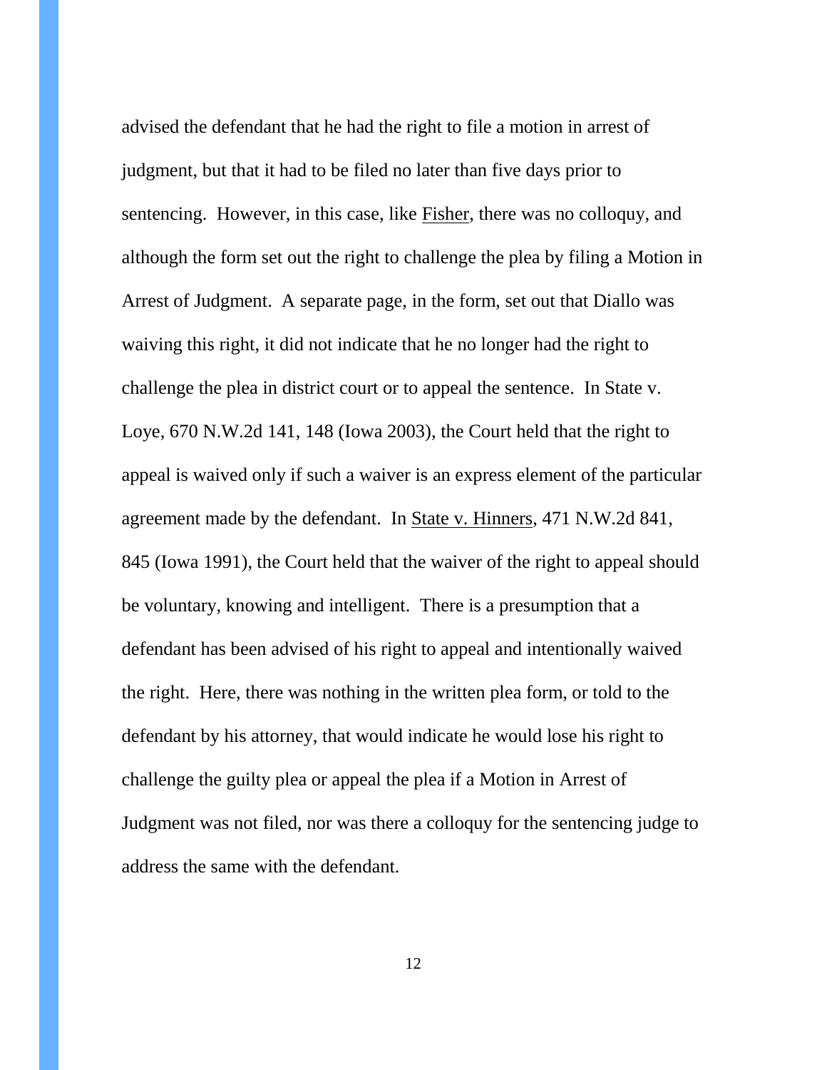advised the defendant that he had the right to file a motion in arrest of judgment, but that it had to be filed no later than five days prior to sentencing. However, in this case, like Fisher, there was no colloquy, and although the form set out the right to challenge the plea by filing a Motion in Arrest of Judgment. A separate page, in the form, set out that Diallo was waiving this right, it did not indicate that he no longer had the right to challenge the plea in district court or to appeal the sentence. In State v. Loye, 670 N.W.2d 141, 148 (Iowa 2003), the Court held that the right to appeal is waived only if such a waiver is an express element of the particular agreement made by the defendant. In State v. Hinners, 471 N.W.2d 841, 845 (Iowa 1991), the Court held that the waiver of the right to appeal should be voluntary, knowing and intelligent. There is a presumption that a defendant has been advised of his right to appeal and intentionally waived the right. Here, there was nothing in the written plea form, or told to the defendant by his attorney, that would indicate he would lose his right to challenge the guilty plea or appeal the plea if a Motion in Arrest of Judgment was not filed, nor was there a colloquy for the sentencing judge to address the same with the defendant.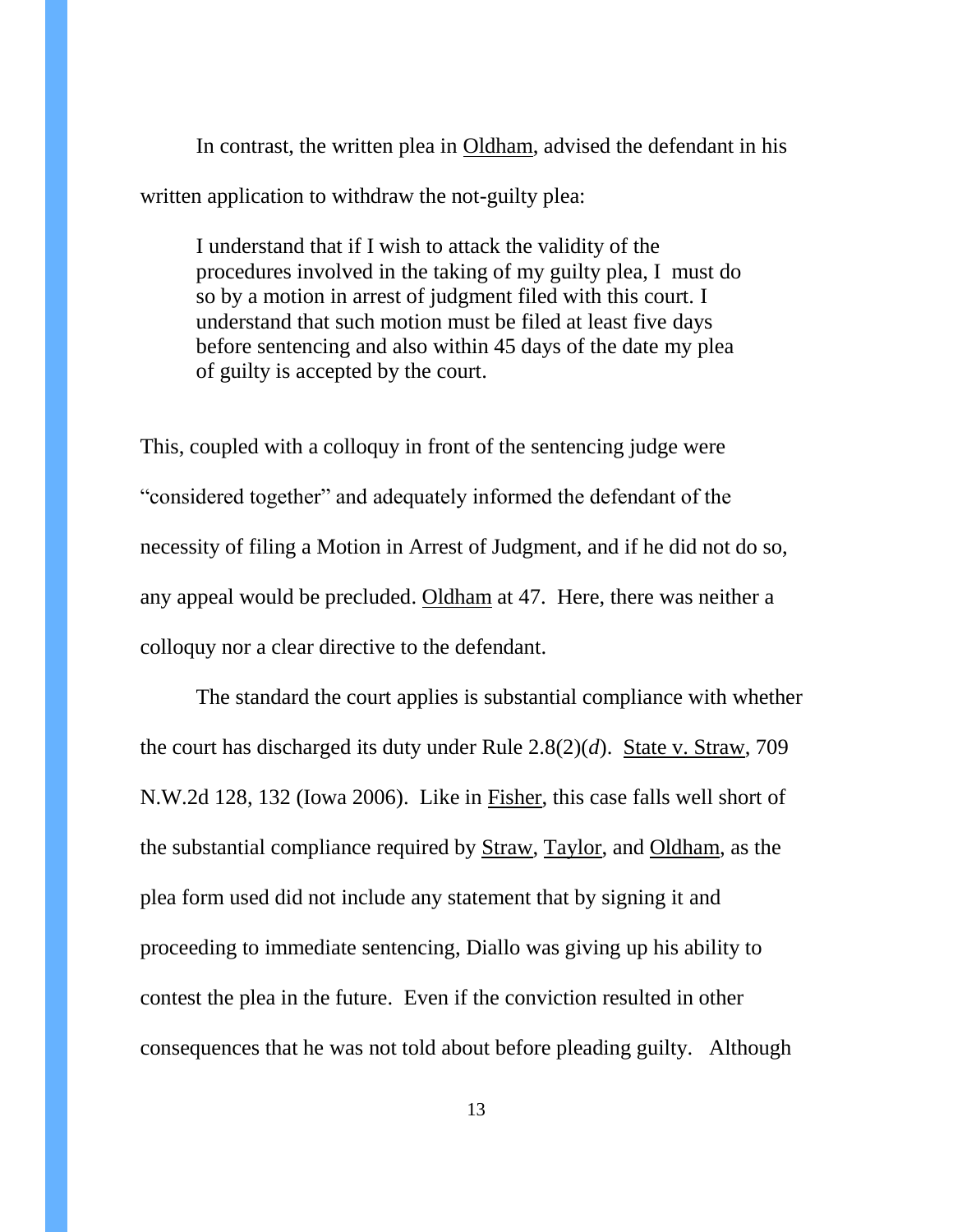In contrast, the written plea in Oldham, advised the defendant in his written application to withdraw the not-guilty plea:

> I understand that if I wish to attack the validity of the procedures involved in the taking of my guilty plea, I must do so by a motion in arrest of judgment filed with this court. I understand that such motion must be filed at least five days before sentencing and also within 45 days of the date my plea of guilty is accepted by the court.

This, coupled with a colloquy in front of the sentencing judge were "considered together" and adequately informed the defendant of the necessity of filing a Motion in Arrest of Judgment, and if he did not do so, any appeal would be precluded. Oldham at 47. Here, there was neither a colloquy nor a clear directive to the defendant.

The standard the court applies is substantial compliance with whether the court has discharged its duty under Rule 2.8(2)(*d*). State v. Straw, 709 N.W.2d 128, 132 (Iowa 2006). Like in Fisher, this case falls well short of the substantial compliance required by Straw, Taylor, and Oldham, as the plea form used did not include any statement that by signing it and proceeding to immediate sentencing, Diallo was giving up his ability to contest the plea in the future. Even if the conviction resulted in other consequences that he was not told about before pleading guilty. Although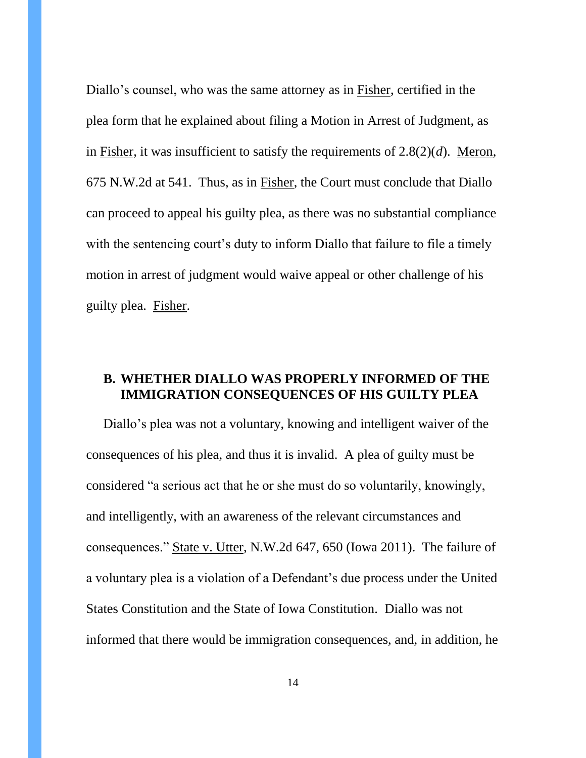Diallo's counsel, who was the same attorney as in Fisher, certified in the plea form that he explained about filing a Motion in Arrest of Judgment, as in Fisher, it was insufficient to satisfy the requirements of 2.8(2)(*d*). Meron, 675 N.W.2d at 541. Thus, as in Fisher, the Court must conclude that Diallo can proceed to appeal his guilty plea, as there was no substantial compliance with the sentencing court's duty to inform Diallo that failure to file a timely motion in arrest of judgment would waive appeal or other challenge of his guilty plea. Fisher.

## B. WHETHER DIALLO WAS PROPERLY INFORMED OF THE IMMIGRATION CONSEQUENCES OF HIS GUILTY PLEA

Diallo's plea was not a voluntary, knowing and intelligent waiver of the consequences of his plea, and thus it is invalid. A plea of guilty must be considered "a serious act that he or she must do so voluntarily, knowingly, and intelligently, with an awareness of the relevant circumstances and consequences." State v. Utter, N.W.2d 647, 650 (Iowa 2011). The failure of a voluntary plea is a violation of a Defendant's due process under the United States Constitution and the State of Iowa Constitution. Diallo was not informed that there would be immigration consequences, and, in addition, he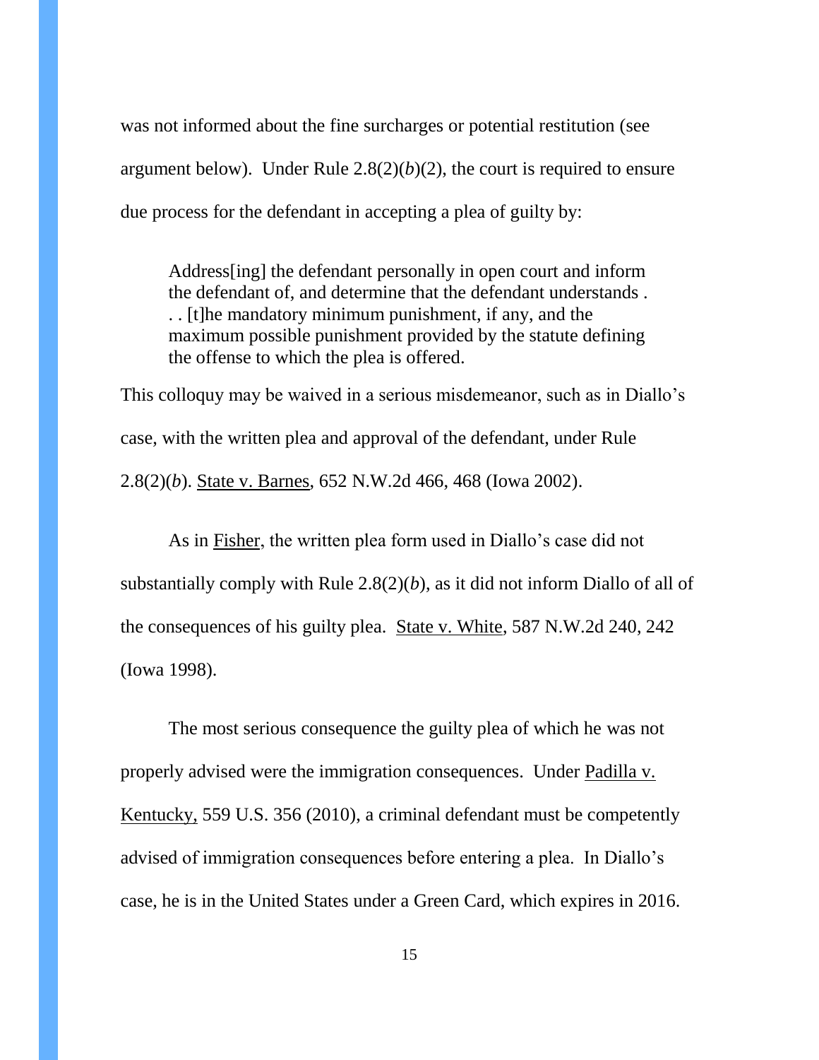was not informed about the fine surcharges or potential restitution (see argument below). Under Rule 2.8(2)(*b*)(2), the court is required to ensure due process for the defendant in accepting a plea of guilty by:

> Address[ing] the defendant personally in open court and inform the defendant of, and determine that the defendant understands . . . [t]he mandatory minimum punishment, if any, and the maximum possible punishment provided by the statute defining the offense to which the plea is offered.

This colloquy may be waived in a serious misdemeanor, such as in Diallo's case, with the written plea and approval of the defendant, under Rule 2.8(2)(*b*). State v. Barnes, 652 N.W.2d 466, 468 (Iowa 2002).

As in Fisher, the written plea form used in Diallo's case did not substantially comply with Rule 2.8(2)(*b*), as it did not inform Diallo of all of the consequences of his guilty plea. State v. White, 587 N.W.2d 240, 242 (Iowa 1998).

The most serious consequence the guilty plea of which he was not properly advised were the immigration consequences. Under Padilla v. Kentucky, 559 U.S. 356 (2010), a criminal defendant must be competently advised of immigration consequences before entering a plea. In Diallo's case, he is in the United States under a Green Card, which expires in 2016.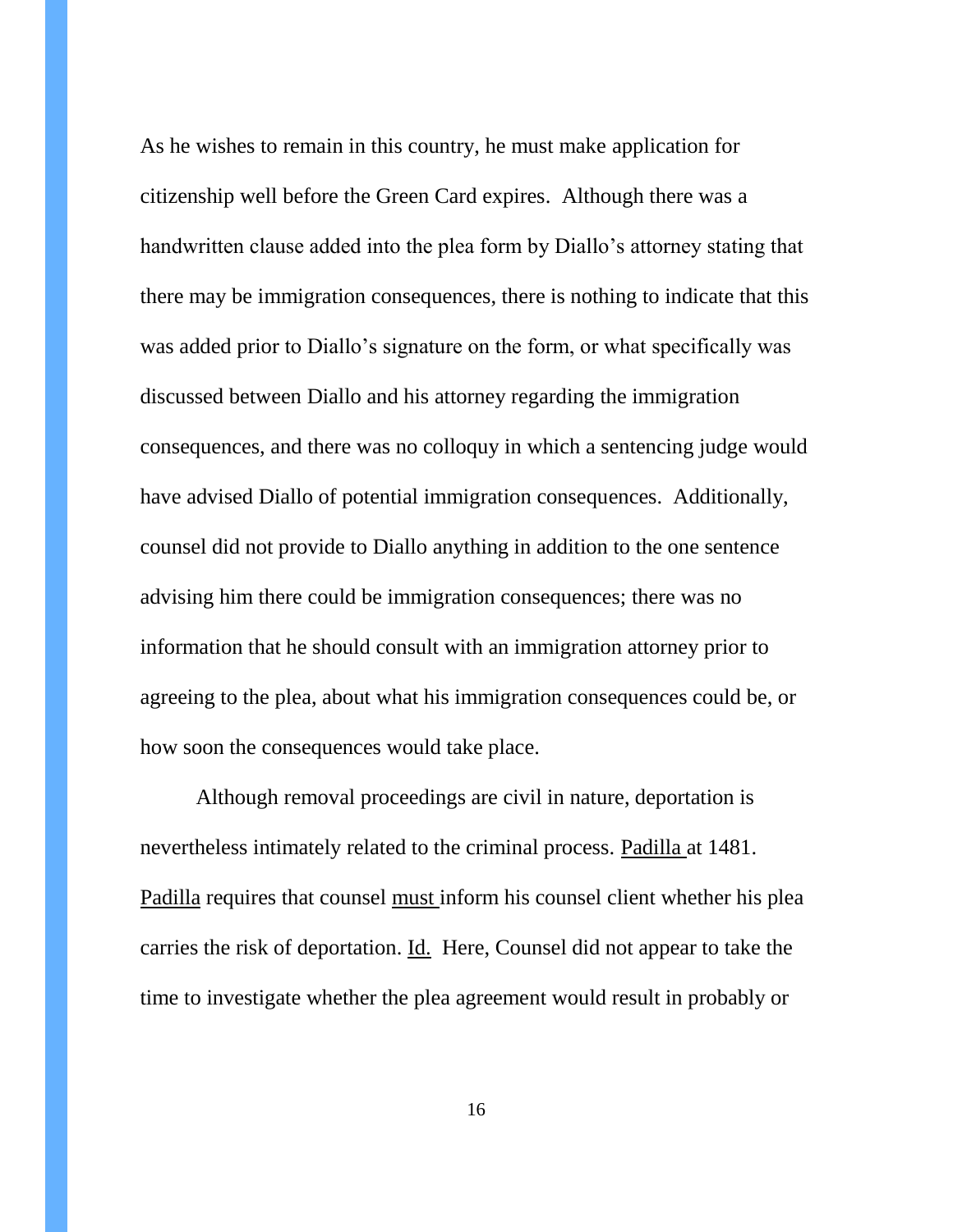As he wishes to remain in this country, he must make application for citizenship well before the Green Card expires. Although there was a handwritten clause added into the plea form by Diallo's attorney stating that there may be immigration consequences, there is nothing to indicate that this was added prior to Diallo's signature on the form, or what specifically was discussed between Diallo and his attorney regarding the immigration consequences, and there was no colloquy in which a sentencing judge would have advised Diallo of potential immigration consequences. Additionally, counsel did not provide to Diallo anything in addition to the one sentence advising him there could be immigration consequences; there was no information that he should consult with an immigration attorney prior to agreeing to the plea, about what his immigration consequences could be, or how soon the consequences would take place.

Although removal proceedings are civil in nature, deportation is nevertheless intimately related to the criminal process. <u>Padilla</u> at 1481. <u>Padilla</u> requires that counsel <u>must</u> inform his counsel client whether his plea carries the risk of deportation. <u>Id.</u> Here, Counsel did not appear to take the time to investigate whether the plea agreement would result in probably or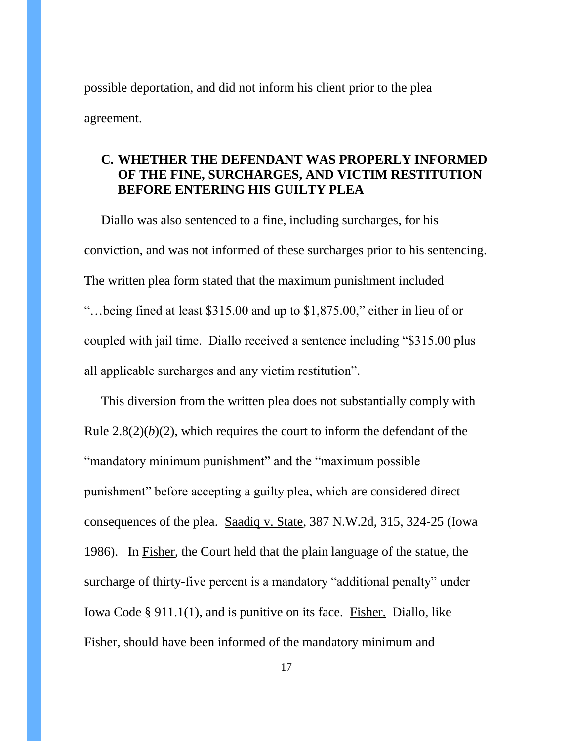possible deportation, and did not inform his client prior to the plea agreement.

### C. WHETHER THE DEFENDANT WAS PROPERLY INFORMED OF THE FINE, SURCHARGES, AND VICTIM RESTITUTION BEFORE ENTERING HIS GUILTY PLEA

Diallo was also sentenced to a fine, including surcharges, for his conviction, and was not informed of these surcharges prior to his sentencing. The written plea form stated that the maximum punishment included "…being fined at least \$315.00 and up to \$1,875.00," either in lieu of or coupled with jail time. Diallo received a sentence including "\$315.00 plus all applicable surcharges and any victim restitution".

This diversion from the written plea does not substantially comply with Rule 2.8(2)(*b*)(2), which requires the court to inform the defendant of the "mandatory minimum punishment" and the "maximum possible punishment" before accepting a guilty plea, which are considered direct consequences of the plea. Saadiq v. State, 387 N.W.2d, 315, 324-25 (Iowa 1986). In Fisher, the Court held that the plain language of the statue, the surcharge of thirty-five percent is a mandatory "additional penalty" under Iowa Code § 911.1(1), and is punitive on its face. Fisher. Diallo, like Fisher, should have been informed of the mandatory minimum and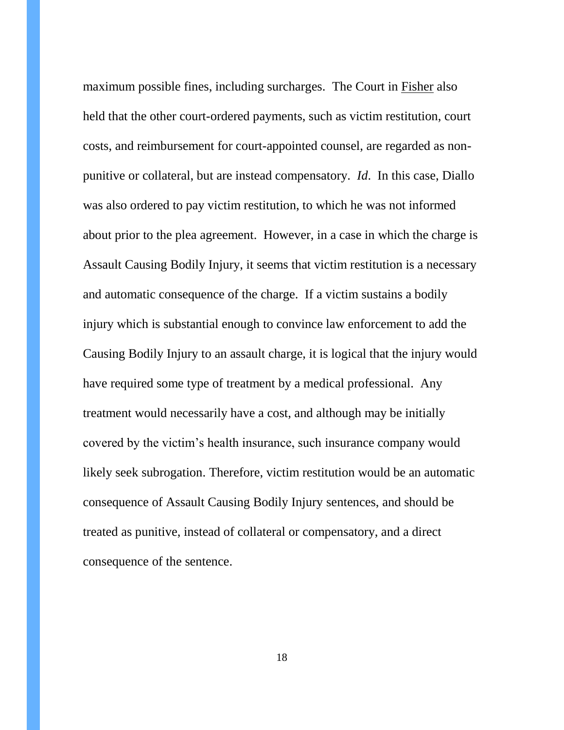maximum possible fines, including surcharges. The Court in Fisher also held that the other court-ordered payments, such as victim restitution, court costs, and reimbursement for court-appointed counsel, are regarded as non-punitive or collateral, but are instead compensatory. *Id*. In this case, Diallo was also ordered to pay victim restitution, to which he was not informed about prior to the plea agreement. However, in a case in which the charge is Assault Causing Bodily Injury, it seems that victim restitution is a necessary and automatic consequence of the charge. If a victim sustains a bodily injury which is substantial enough to convince law enforcement to add the Causing Bodily Injury to an assault charge, it is logical that the injury would have required some type of treatment by a medical professional. Any treatment would necessarily have a cost, and although may be initially covered by the victim's health insurance, such insurance company would likely seek subrogation. Therefore, victim restitution would be an automatic consequence of Assault Causing Bodily Injury sentences, and should be treated as punitive, instead of collateral or compensatory, and a direct consequence of the sentence.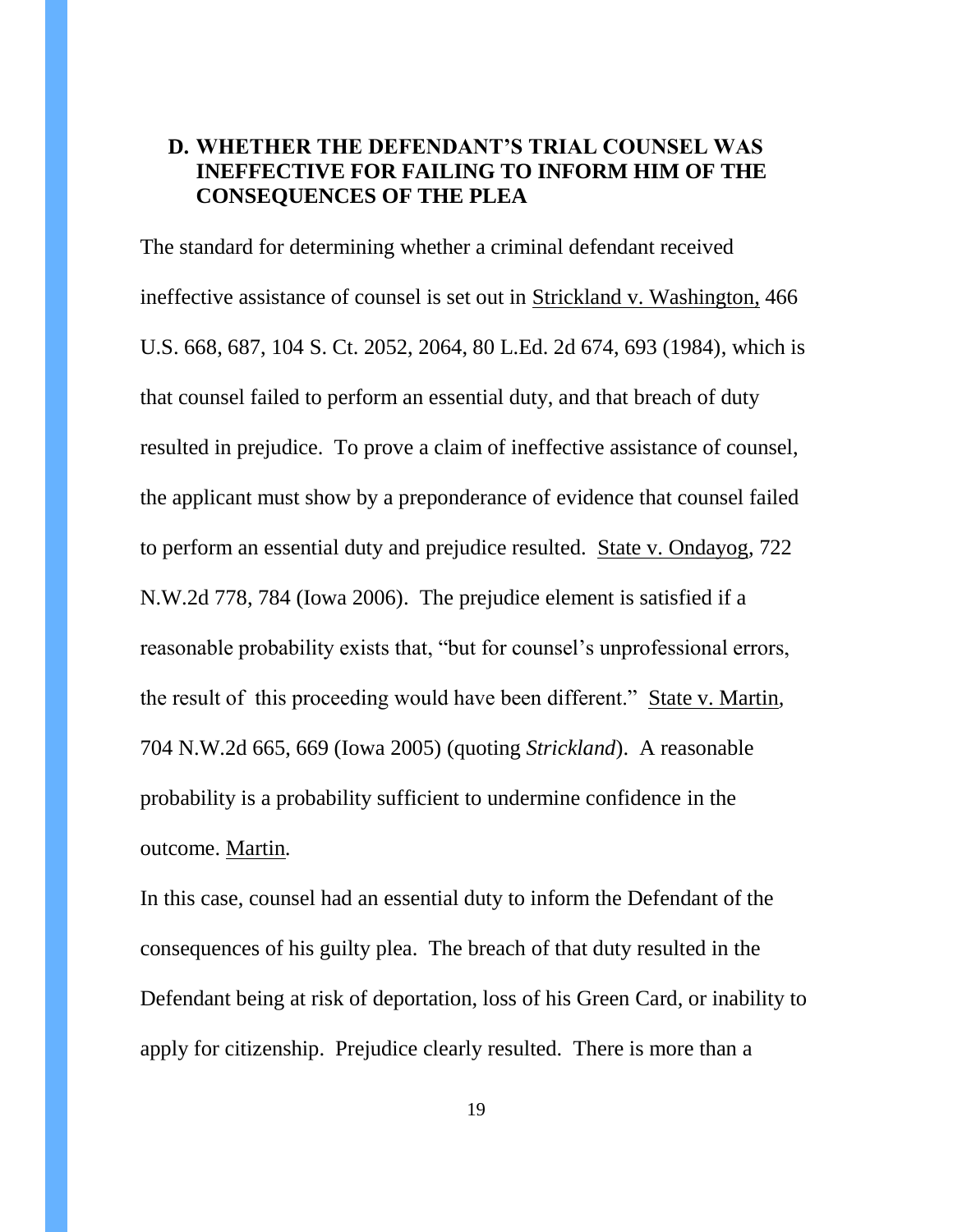### D. WHETHER THE DEFENDANT'S TRIAL COUNSEL WAS INEFFECTIVE FOR FAILING TO INFORM HIM OF THE CONSEQUENCES OF THE PLEA

The standard for determining whether a criminal defendant received ineffective assistance of counsel is set out in Strickland v. Washington, 466 U.S. 668, 687, 104 S. Ct. 2052, 2064, 80 L.Ed. 2d 674, 693 (1984), which is that counsel failed to perform an essential duty, and that breach of duty resulted in prejudice. To prove a claim of ineffective assistance of counsel, the applicant must show by a preponderance of evidence that counsel failed to perform an essential duty and prejudice resulted. State v. Ondayog, 722 N.W.2d 778, 784 (Iowa 2006). The prejudice element is satisfied if a reasonable probability exists that, "but for counsel's unprofessional errors, the result of this proceeding would have been different." State v. Martin, 704 N.W.2d 665, 669 (Iowa 2005) (quoting *Strickland*). A reasonable probability is a probability sufficient to undermine confidence in the outcome. Martin.

In this case, counsel had an essential duty to inform the Defendant of the consequences of his guilty plea. The breach of that duty resulted in the Defendant being at risk of deportation, loss of his Green Card, or inability to apply for citizenship. Prejudice clearly resulted. There is more than a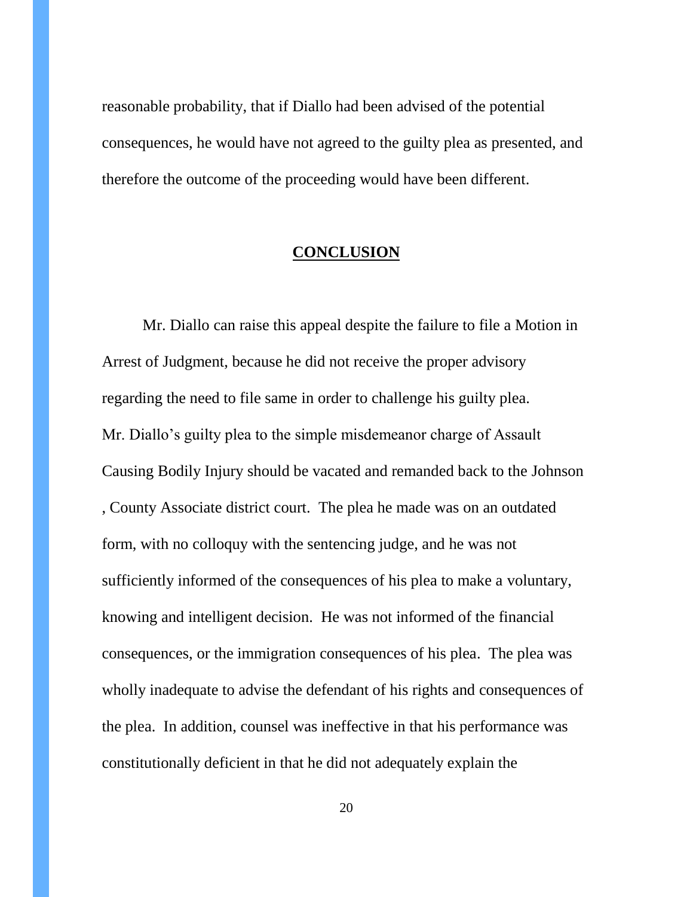reasonable probability, that if Diallo had been advised of the potential consequences, he would have not agreed to the guilty plea as presented, and therefore the outcome of the proceeding would have been different.

## CONCLUSION

Mr. Diallo can raise this appeal despite the failure to file a Motion in Arrest of Judgment, because he did not receive the proper advisory regarding the need to file same in order to challenge his guilty plea. Mr. Diallo's guilty plea to the simple misdemeanor charge of Assault Causing Bodily Injury should be vacated and remanded back to the Johnson , County Associate district court. The plea he made was on an outdated form, with no colloquy with the sentencing judge, and he was not sufficiently informed of the consequences of his plea to make a voluntary, knowing and intelligent decision. He was not informed of the financial consequences, or the immigration consequences of his plea. The plea was wholly inadequate to advise the defendant of his rights and consequences of the plea. In addition, counsel was ineffective in that his performance was constitutionally deficient in that he did not adequately explain the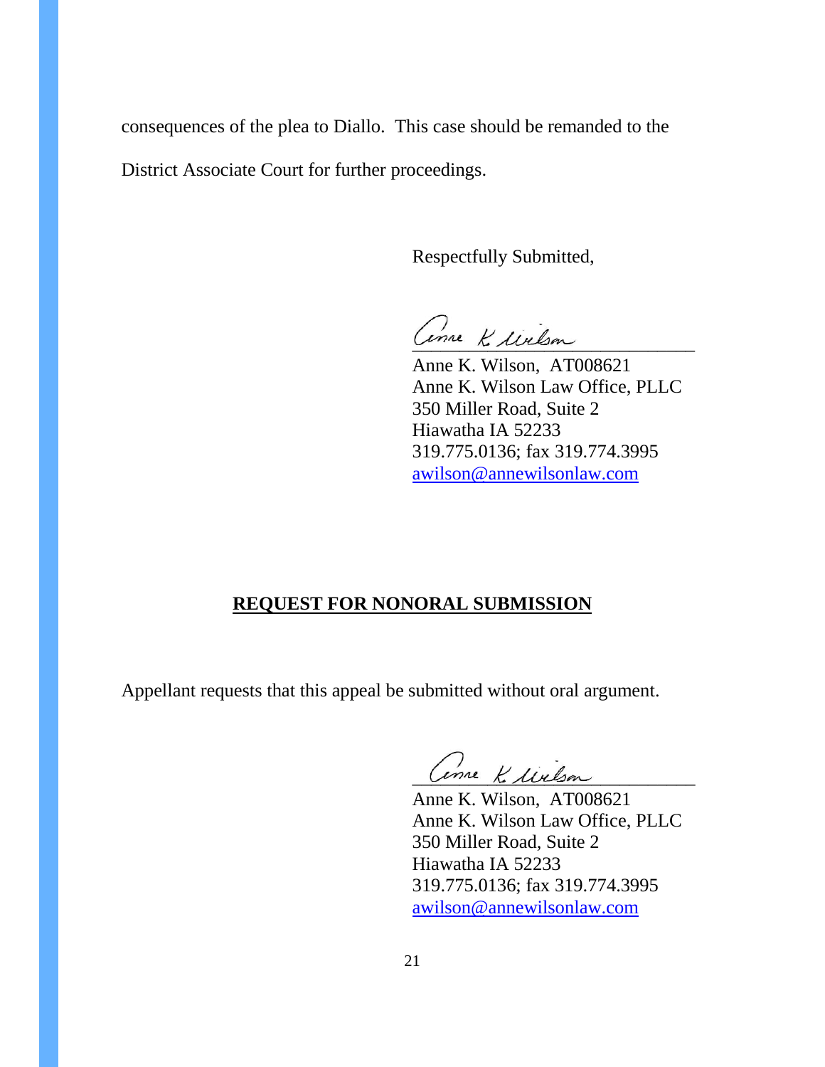consequences of the plea to Diallo. This case should be remanded to the District Associate Court for further proceedings.

Respectfully Submitted,

Anne K. Wilson, AT008621
Anne K. Wilson Law Office, PLLC
350 Miller Road, Suite 2
Hiawatha IA 52233
319.775.0136; fax 319.774.3995
awilson@annewilsonlaw.com

**REQUEST FOR NONORAL SUBMISSION**

Appellant requests that this appeal be submitted without oral argument.

Anne K. Wilson, AT008621
Anne K. Wilson Law Office, PLLC
350 Miller Road, Suite 2
Hiawatha IA 52233
319.775.0136; fax 319.774.3995
awilson@annewilsonlaw.com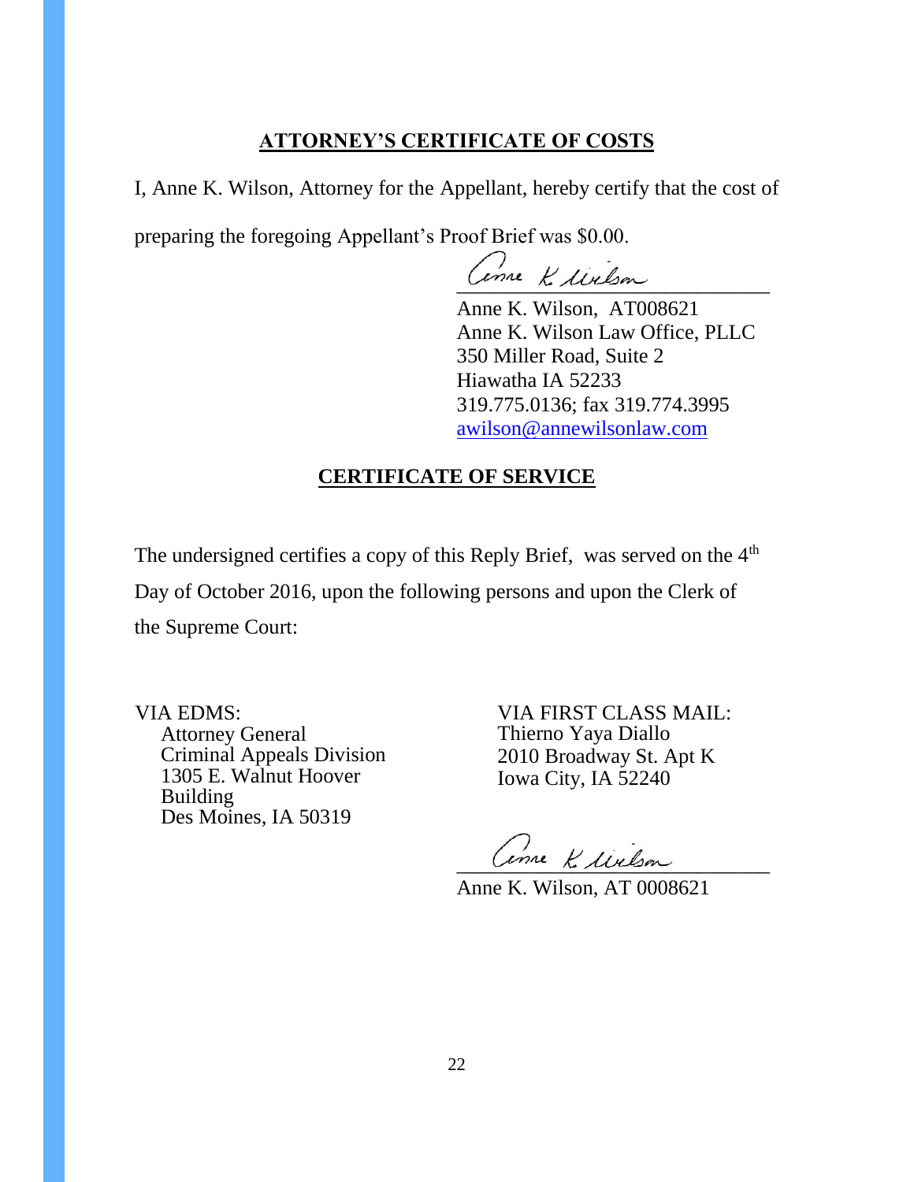## ATTORNEY'S CERTIFICATE OF COSTS

I, Anne K. Wilson, Attorney for the Appellant, hereby certify that the cost of preparing the foregoing Appellant's Proof Brief was $0.00.

Anne K. Wilson, AT008621
Anne K. Wilson Law Office, PLLC
350 Miller Road, Suite 2
Hiawatha IA 52233
319.775.0136; fax 319.774.3995
awilson@annewilsonlaw.com

## CERTIFICATE OF SERVICE

The undersigned certifies a copy of this Reply Brief, was served on the 4th Day of October 2016, upon the following persons and upon the Clerk of the Supreme Court:

VIA EDMS:
Attorney General
Criminal Appeals Division
1305 E. Walnut Hoover Building
Des Moines, IA 50319

VIA FIRST CLASS MAIL:
Thierno Yaya Diallo
2010 Broadway St. Apt K
Iowa City, IA 52240

Anne K. Wilson, AT 0008621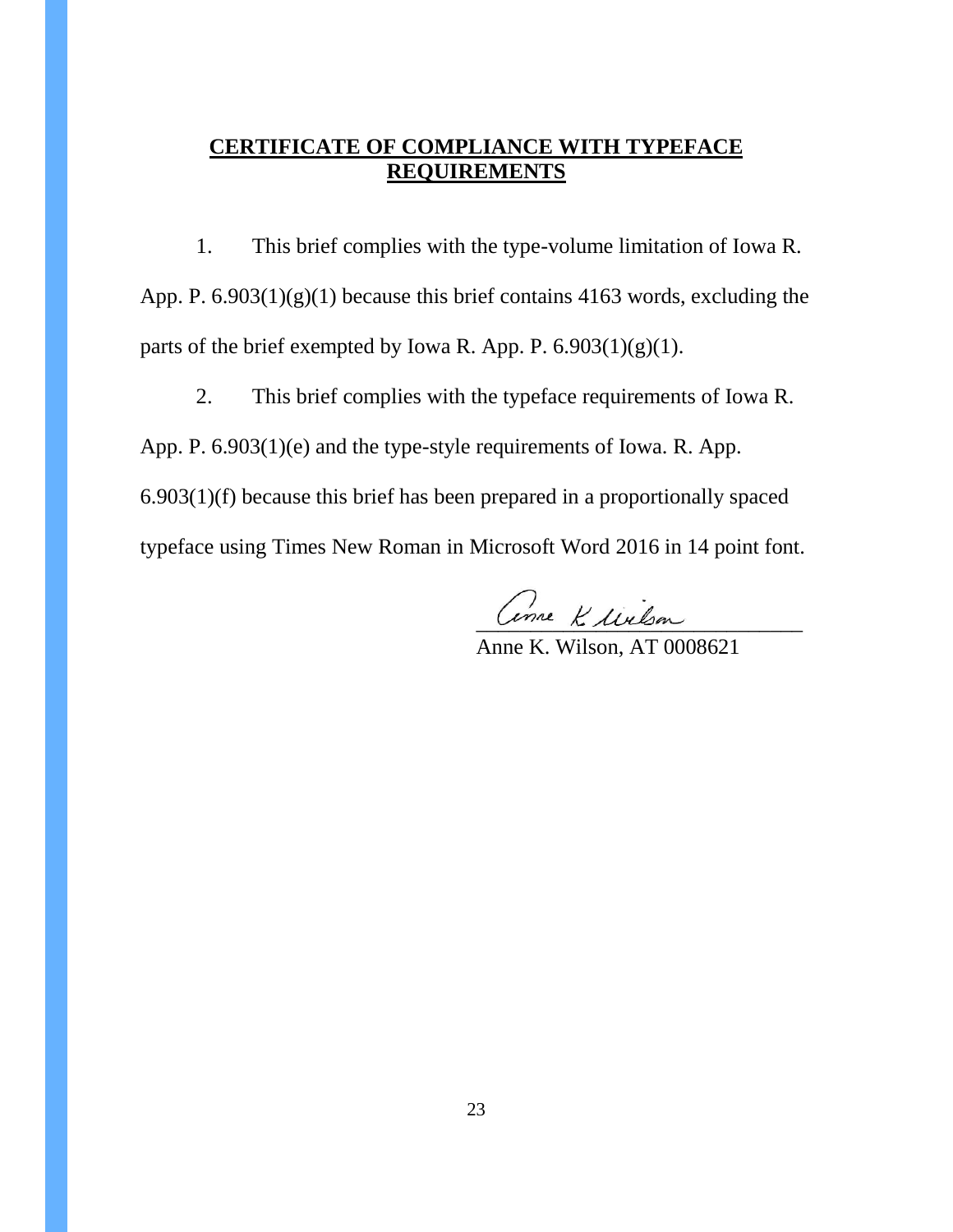## CERTIFICATE OF COMPLIANCE WITH TYPEFACE REQUIREMENTS

1. This brief complies with the type-volume limitation of Iowa R. App. P. 6.903(1)(g)(1) because this brief contains 4163 words, excluding the parts of the brief exempted by Iowa R. App. P. 6.903(1)(g)(1).

2. This brief complies with the typeface requirements of Iowa R. App. P. 6.903(1)(e) and the type-style requirements of Iowa. R. App. 6.903(1)(f) because this brief has been prepared in a proportionally spaced typeface using Times New Roman in Microsoft Word 2016 in 14 point font.

Anne K. Wilson

Anne K. Wilson, AT 0008621